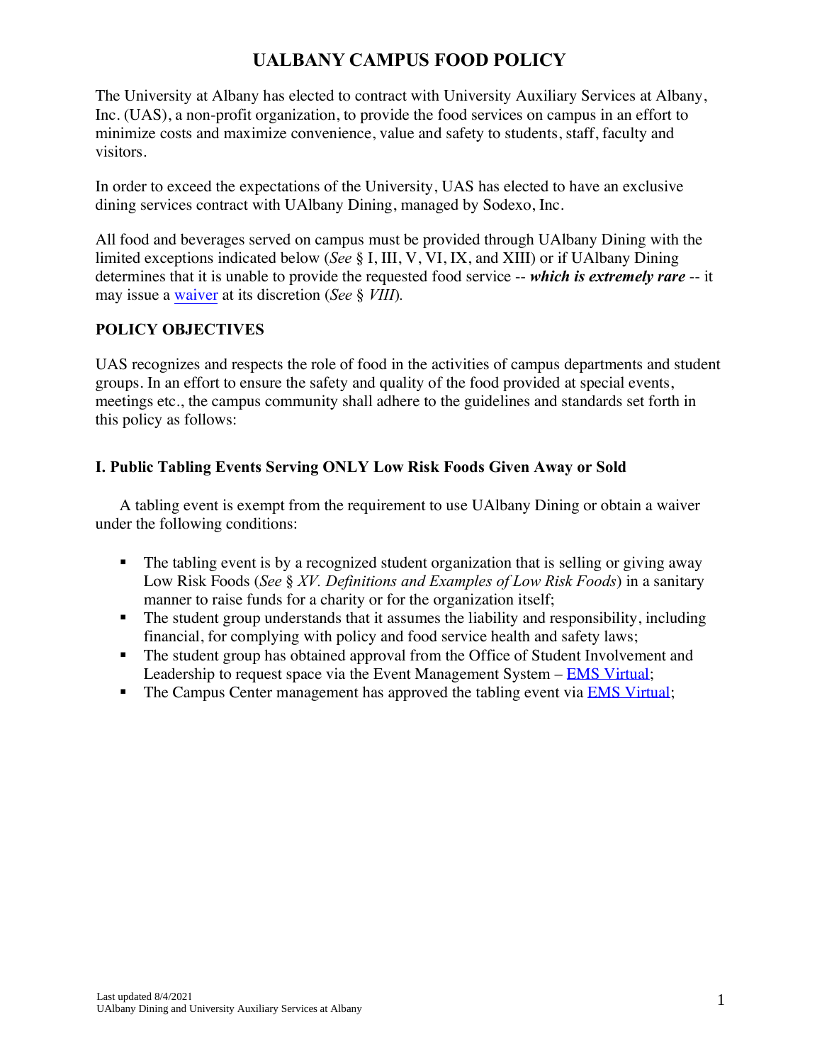# UALBANY CAMPUS FOOD POLICY

The University at Albany has elected to contract with University Auxiliary Services at Albany, Inc. (UAS), a non-profit organization, to provide the food services on campus in an effort to minimize costs and maximize convenience, value and safety to students, staff, faculty and visitors.

In order to exceed the expectations of the University, UAS has elected to have an exclusive dining services contract with UAlbany Dining, managed by Sodexo, Inc.

All food and beverages served on campus must be provided through UAlbany Dining with the limited exceptions indicated below (*See* § I, III, V, VI, IX, and XIII) or if UAlbany Dining determines that it is unable to provide the requested food service -- ***which is extremely rare*** -- it may issue a waiver at its discretion (*See* § *VIII*).

## POLICY OBJECTIVES

UAS recognizes and respects the role of food in the activities of campus departments and student groups. In an effort to ensure the safety and quality of the food provided at special events, meetings etc., the campus community shall adhere to the guidelines and standards set forth in this policy as follows:

### I. Public Tabling Events Serving ONLY Low Risk Foods Given Away or Sold

A tabling event is exempt from the requirement to use UAlbany Dining or obtain a waiver under the following conditions:

- The tabling event is by a recognized student organization that is selling or giving away Low Risk Foods (*See* § *XV. Definitions and Examples of Low Risk Foods*) in a sanitary manner to raise funds for a charity or for the organization itself;
- The student group understands that it assumes the liability and responsibility, including financial, for complying with policy and food service health and safety laws;
- The student group has obtained approval from the Office of Student Involvement and Leadership to request space via the Event Management System – EMS Virtual;
- The Campus Center management has approved the tabling event via EMS Virtual;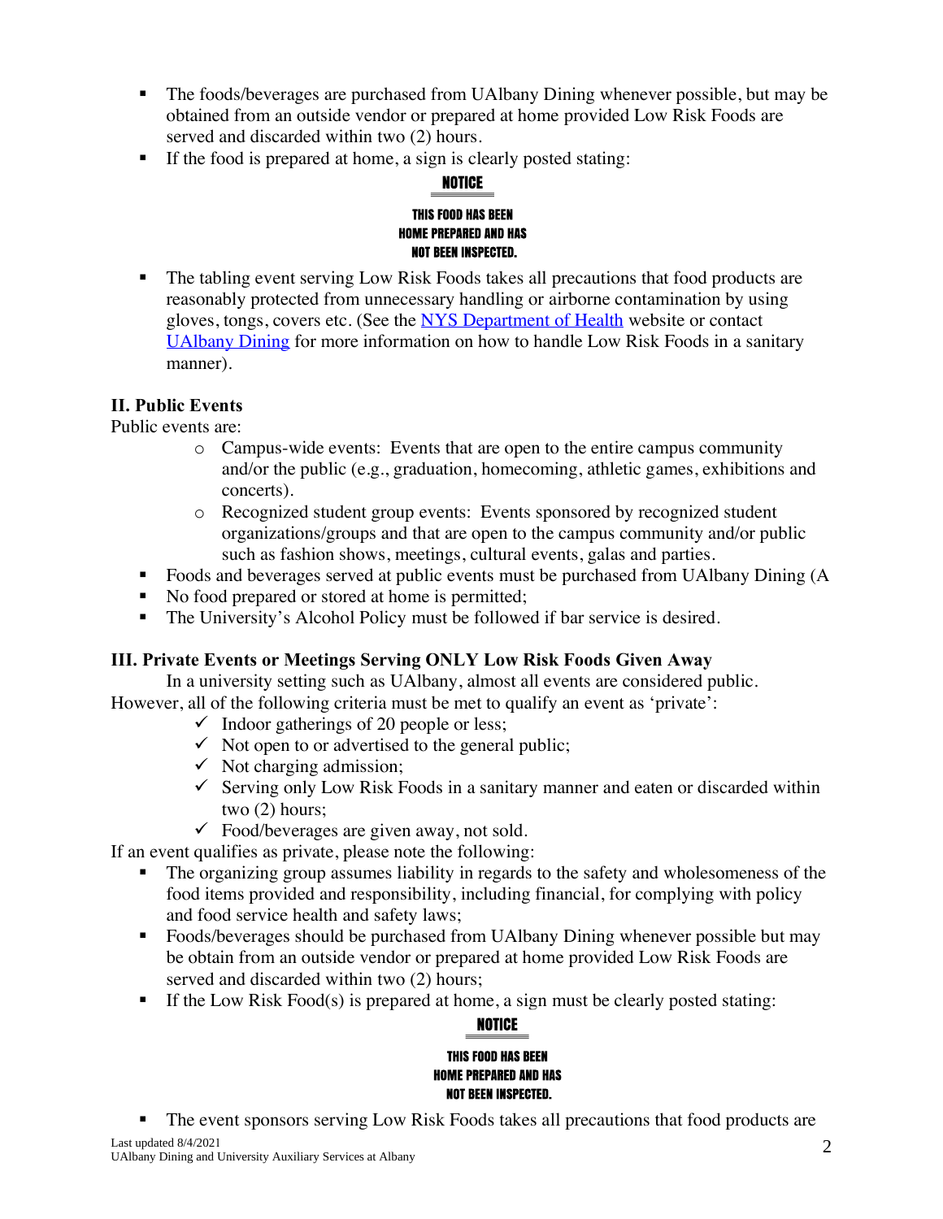- The foods/beverages are purchased from UAlbany Dining whenever possible, but may be obtained from an outside vendor or prepared at home provided Low Risk Foods are served and discarded within two (2) hours.
- If the food is prepared at home, a sign is clearly posted stating:

**NOTICE**

**THIS FOOD HAS BEEN HOME PREPARED AND HAS NOT BEEN INSPECTED.**

- The tabling event serving Low Risk Foods takes all precautions that food products are reasonably protected from unnecessary handling or airborne contamination by using gloves, tongs, covers etc. (See the NYS Department of Health website or contact UAlbany Dining for more information on how to handle Low Risk Foods in a sanitary manner).

**II. Public Events**

Public events are:

- Campus-wide events: Events that are open to the entire campus community and/or the public (e.g., graduation, homecoming, athletic games, exhibitions and concerts).
- Recognized student group events: Events sponsored by recognized student organizations/groups and that are open to the campus community and/or public such as fashion shows, meetings, cultural events, galas and parties.

- Foods and beverages served at public events must be purchased from UAlbany Dining (A
- No food prepared or stored at home is permitted;
- The University's Alcohol Policy must be followed if bar service is desired.

**III. Private Events or Meetings Serving ONLY Low Risk Foods Given Away**

In a university setting such as UAlbany, almost all events are considered public. However, all of the following criteria must be met to qualify an event as 'private':

- ✓ Indoor gatherings of 20 people or less;
- ✓ Not open to or advertised to the general public;
- ✓ Not charging admission;
- ✓ Serving only Low Risk Foods in a sanitary manner and eaten or discarded within two (2) hours;
- ✓ Food/beverages are given away, not sold.

If an event qualifies as private, please note the following:

- The organizing group assumes liability in regards to the safety and wholesomeness of the food items provided and responsibility, including financial, for complying with policy and food service health and safety laws;
- Foods/beverages should be purchased from UAlbany Dining whenever possible but may be obtain from an outside vendor or prepared at home provided Low Risk Foods are served and discarded within two (2) hours;
- If the Low Risk Food(s) is prepared at home, a sign must be clearly posted stating:

**NOTICE**

**THIS FOOD HAS BEEN HOME PREPARED AND HAS NOT BEEN INSPECTED.**

- The event sponsors serving Low Risk Foods takes all precautions that food products are

Last updated 8/4/2021
UAlbany Dining and University Auxiliary Services at Albany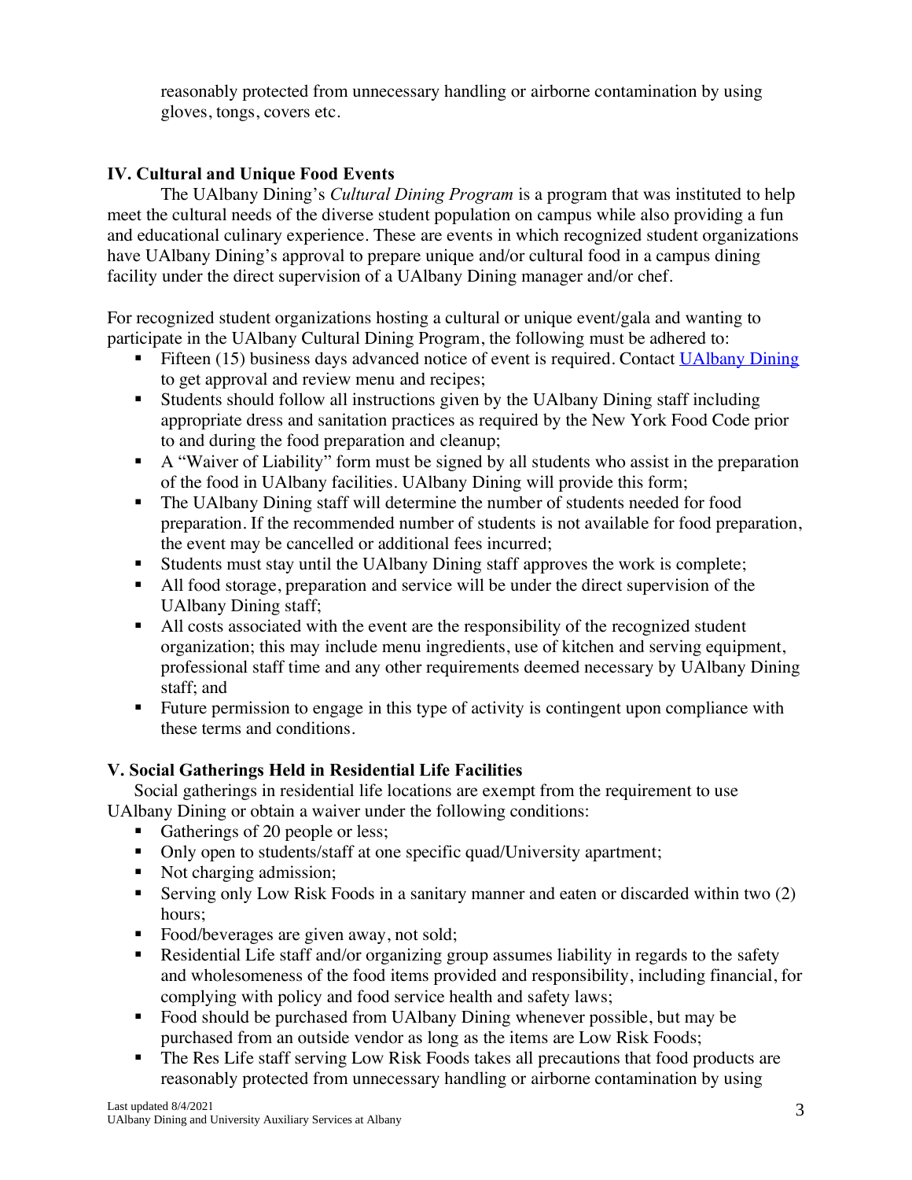reasonably protected from unnecessary handling or airborne contamination by using gloves, tongs, covers etc.

## IV. Cultural and Unique Food Events

The UAlbany Dining's *Cultural Dining Program* is a program that was instituted to help meet the cultural needs of the diverse student population on campus while also providing a fun and educational culinary experience. These are events in which recognized student organizations have UAlbany Dining's approval to prepare unique and/or cultural food in a campus dining facility under the direct supervision of a UAlbany Dining manager and/or chef.

For recognized student organizations hosting a cultural or unique event/gala and wanting to participate in the UAlbany Cultural Dining Program, the following must be adhered to:

- Fifteen (15) business days advanced notice of event is required. Contact [UAlbany Dining]() to get approval and review menu and recipes;
- Students should follow all instructions given by the UAlbany Dining staff including appropriate dress and sanitation practices as required by the New York Food Code prior to and during the food preparation and cleanup;
- A "Waiver of Liability" form must be signed by all students who assist in the preparation of the food in UAlbany facilities. UAlbany Dining will provide this form;
- The UAlbany Dining staff will determine the number of students needed for food preparation. If the recommended number of students is not available for food preparation, the event may be cancelled or additional fees incurred;
- Students must stay until the UAlbany Dining staff approves the work is complete;
- All food storage, preparation and service will be under the direct supervision of the UAlbany Dining staff;
- All costs associated with the event are the responsibility of the recognized student organization; this may include menu ingredients, use of kitchen and serving equipment, professional staff time and any other requirements deemed necessary by UAlbany Dining staff; and
- Future permission to engage in this type of activity is contingent upon compliance with these terms and conditions.

## V. Social Gatherings Held in Residential Life Facilities

Social gatherings in residential life locations are exempt from the requirement to use UAlbany Dining or obtain a waiver under the following conditions:

- Gatherings of 20 people or less;
- Only open to students/staff at one specific quad/University apartment;
- Not charging admission;
- Serving only Low Risk Foods in a sanitary manner and eaten or discarded within two (2) hours;
- Food/beverages are given away, not sold;
- Residential Life staff and/or organizing group assumes liability in regards to the safety and wholesomeness of the food items provided and responsibility, including financial, for complying with policy and food service health and safety laws;
- Food should be purchased from UAlbany Dining whenever possible, but may be purchased from an outside vendor as long as the items are Low Risk Foods;
- The Res Life staff serving Low Risk Foods takes all precautions that food products are reasonably protected from unnecessary handling or airborne contamination by using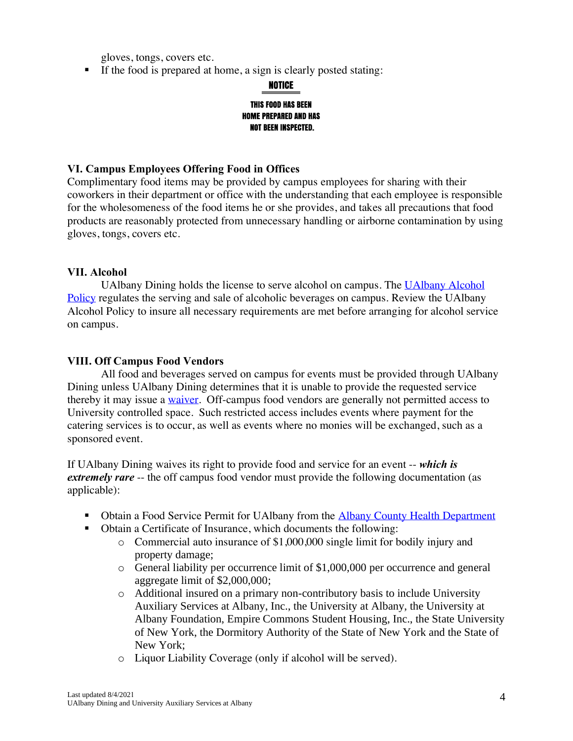gloves, tongs, covers etc.

- If the food is prepared at home, a sign is clearly posted stating:

**NOTICE**

**THIS FOOD HAS BEEN HOME PREPARED AND HAS NOT BEEN INSPECTED.**

### VI. Campus Employees Offering Food in Offices

Complimentary food items may be provided by campus employees for sharing with their coworkers in their department or office with the understanding that each employee is responsible for the wholesomeness of the food items he or she provides, and takes all precautions that food products are reasonably protected from unnecessary handling or airborne contamination by using gloves, tongs, covers etc.

### VII. Alcohol

UAlbany Dining holds the license to serve alcohol on campus. The UAlbany Alcohol Policy regulates the serving and sale of alcoholic beverages on campus. Review the UAlbany Alcohol Policy to insure all necessary requirements are met before arranging for alcohol service on campus.

### VIII. Off Campus Food Vendors

All food and beverages served on campus for events must be provided through UAlbany Dining unless UAlbany Dining determines that it is unable to provide the requested service thereby it may issue a waiver. Off-campus food vendors are generally not permitted access to University controlled space. Such restricted access includes events where payment for the catering services is to occur, as well as events where no monies will be exchanged, such as a sponsored event.

If UAlbany Dining waives its right to provide food and service for an event -- ***which is extremely rare*** -- the off campus food vendor must provide the following documentation (as applicable):

- Obtain a Food Service Permit for UAlbany from the Albany County Health Department
- Obtain a Certificate of Insurance, which documents the following:
  - Commercial auto insurance of $1,000,000 single limit for bodily injury and property damage;
  - General liability per occurrence limit of $1,000,000 per occurrence and general aggregate limit of $2,000,000;
  - Additional insured on a primary non-contributory basis to include University Auxiliary Services at Albany, Inc., the University at Albany, the University at Albany Foundation, Empire Commons Student Housing, Inc., the State University of New York, the Dormitory Authority of the State of New York and the State of New York;
  - Liquor Liability Coverage (only if alcohol will be served).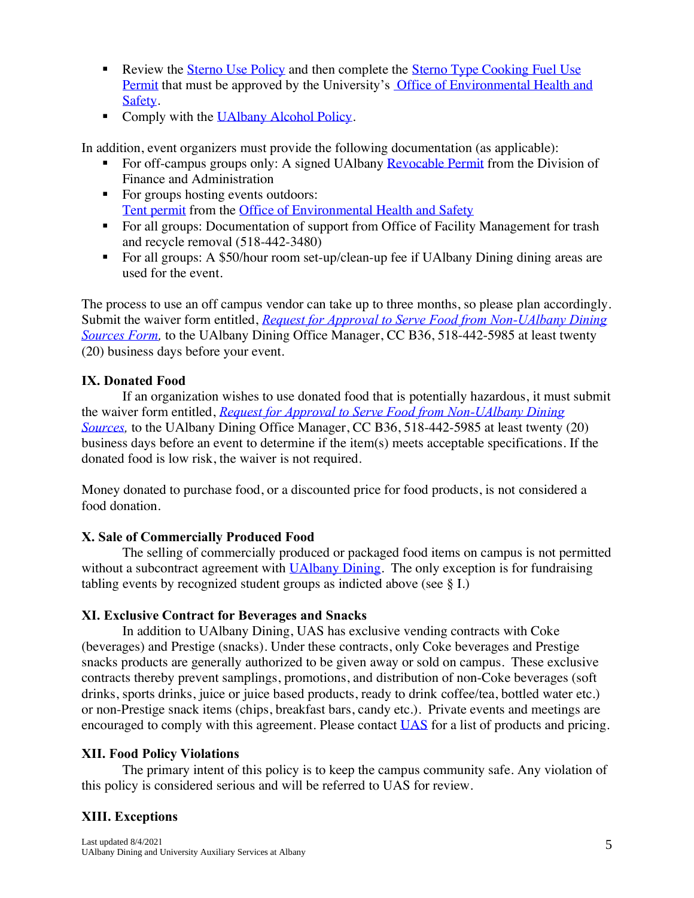- Review the Sterno Use Policy and then complete the Sterno Type Cooking Fuel Use Permit that must be approved by the University's Office of Environmental Health and Safety.
- Comply with the UAlbany Alcohol Policy.

In addition, event organizers must provide the following documentation (as applicable):

- For off-campus groups only: A signed UAlbany Revocable Permit from the Division of Finance and Administration
- For groups hosting events outdoors: Tent permit from the Office of Environmental Health and Safety
- For all groups: Documentation of support from Office of Facility Management for trash and recycle removal (518-442-3480)
- For all groups: A $50/hour room set-up/clean-up fee if UAlbany Dining dining areas are used for the event.

The process to use an off campus vendor can take up to three months, so please plan accordingly. Submit the waiver form entitled, *Request for Approval to Serve Food from Non-UAlbany Dining Sources Form,* to the UAlbany Dining Office Manager, CC B36, 518-442-5985 at least twenty (20) business days before your event.

### IX. Donated Food

If an organization wishes to use donated food that is potentially hazardous, it must submit the waiver form entitled, *Request for Approval to Serve Food from Non-UAlbany Dining Sources,* to the UAlbany Dining Office Manager, CC B36, 518-442-5985 at least twenty (20) business days before an event to determine if the item(s) meets acceptable specifications. If the donated food is low risk, the waiver is not required.

Money donated to purchase food, or a discounted price for food products, is not considered a food donation.

### X. Sale of Commercially Produced Food

The selling of commercially produced or packaged food items on campus is not permitted without a subcontract agreement with UAlbany Dining. The only exception is for fundraising tabling events by recognized student groups as indicted above (see § I.)

### XI. Exclusive Contract for Beverages and Snacks

In addition to UAlbany Dining, UAS has exclusive vending contracts with Coke (beverages) and Prestige (snacks). Under these contracts, only Coke beverages and Prestige snacks products are generally authorized to be given away or sold on campus. These exclusive contracts thereby prevent samplings, promotions, and distribution of non-Coke beverages (soft drinks, sports drinks, juice or juice based products, ready to drink coffee/tea, bottled water etc.) or non-Prestige snack items (chips, breakfast bars, candy etc.). Private events and meetings are encouraged to comply with this agreement. Please contact UAS for a list of products and pricing.

### XII. Food Policy Violations

The primary intent of this policy is to keep the campus community safe. Any violation of this policy is considered serious and will be referred to UAS for review.

### XIII. Exceptions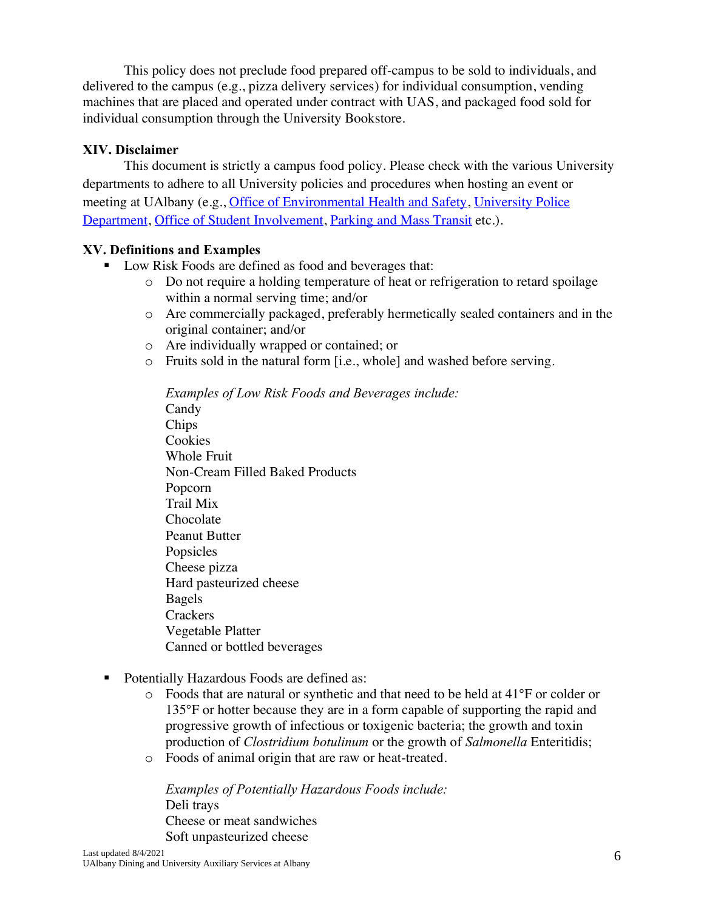This policy does not preclude food prepared off-campus to be sold to individuals, and delivered to the campus (e.g., pizza delivery services) for individual consumption, vending machines that are placed and operated under contract with UAS, and packaged food sold for individual consumption through the University Bookstore.

### XIV. Disclaimer

This document is strictly a campus food policy. Please check with the various University departments to adhere to all University policies and procedures when hosting an event or meeting at UAlbany (e.g., Office of Environmental Health and Safety, University Police Department, Office of Student Involvement, Parking and Mass Transit etc.).

### XV. Definitions and Examples

- Low Risk Foods are defined as food and beverages that:
  - Do not require a holding temperature of heat or refrigeration to retard spoilage within a normal serving time; and/or
  - Are commercially packaged, preferably hermetically sealed containers and in the original container; and/or
  - Are individually wrapped or contained; or
  - Fruits sold in the natural form [i.e., whole] and washed before serving.

  *Examples of Low Risk Foods and Beverages include:*
  Candy
  Chips
  Cookies
  Whole Fruit
  Non-Cream Filled Baked Products
  Popcorn
  Trail Mix
  Chocolate
  Peanut Butter
  Popsicles
  Cheese pizza
  Hard pasteurized cheese
  Bagels
  Crackers
  Vegetable Platter
  Canned or bottled beverages

- Potentially Hazardous Foods are defined as:
  - Foods that are natural or synthetic and that need to be held at 41°F or colder or 135°F or hotter because they are in a form capable of supporting the rapid and progressive growth of infectious or toxigenic bacteria; the growth and toxin production of *Clostridium botulinum* or the growth of *Salmonella* Enteritidis;
  - Foods of animal origin that are raw or heat-treated.

  *Examples of Potentially Hazardous Foods include:*
  Deli trays
  Cheese or meat sandwiches
  Soft unpasteurized cheese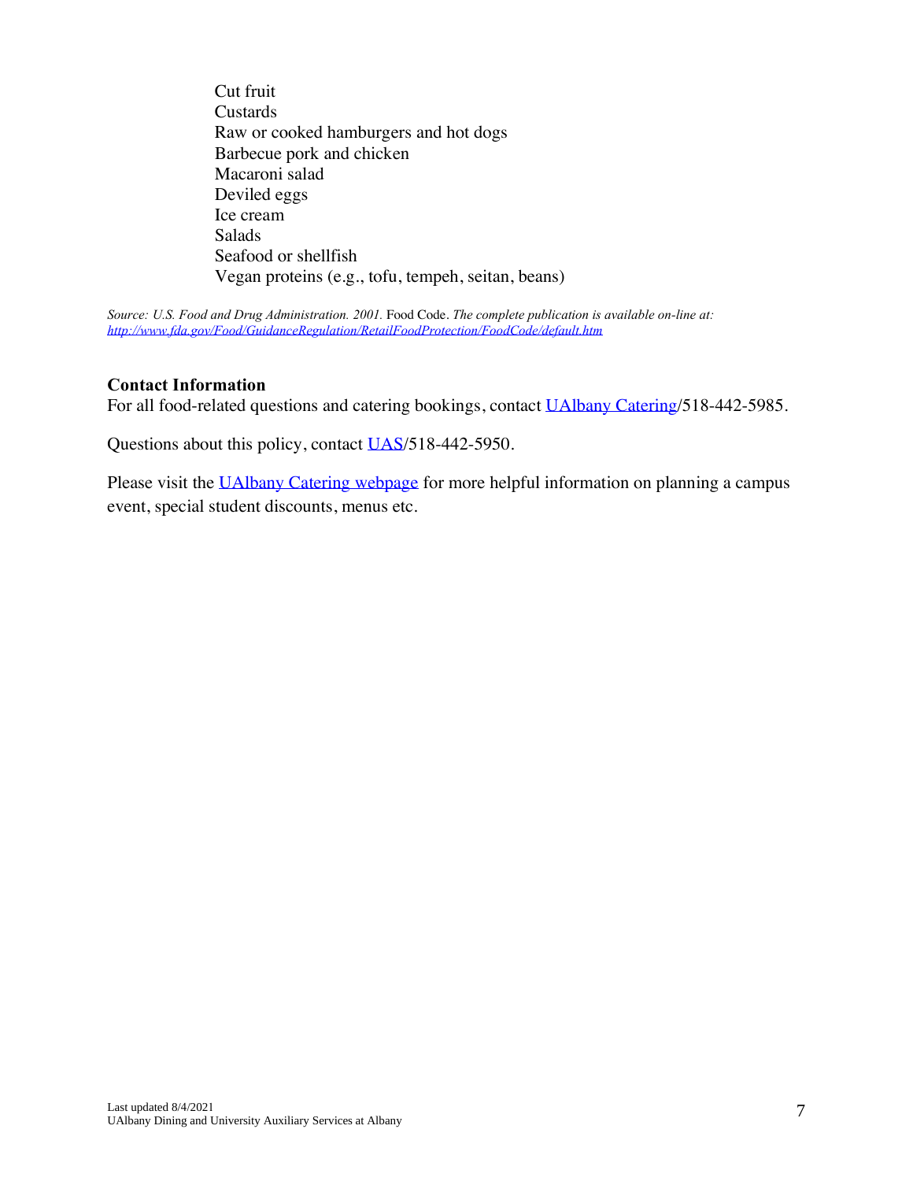- Cut fruit
- Custards
- Raw or cooked hamburgers and hot dogs
- Barbecue pork and chicken
- Macaroni salad
- Deviled eggs
- Ice cream
- Salads
- Seafood or shellfish
- Vegan proteins (e.g., tofu, tempeh, seitan, beans)

*Source: U.S. Food and Drug Administration. 2001.* Food Code. *The complete publication is available on-line at: http://www.fda.gov/Food/GuidanceRegulation/RetailFoodProtection/FoodCode/default.htm*

**Contact Information**

For all food-related questions and catering bookings, contact UAlbany Catering/518-442-5985.

Questions about this policy, contact UAS/518-442-5950.

Please visit the UAlbany Catering webpage for more helpful information on planning a campus event, special student discounts, menus etc.

Last updated 8/4/2021
UAlbany Dining and University Auxiliary Services at Albany